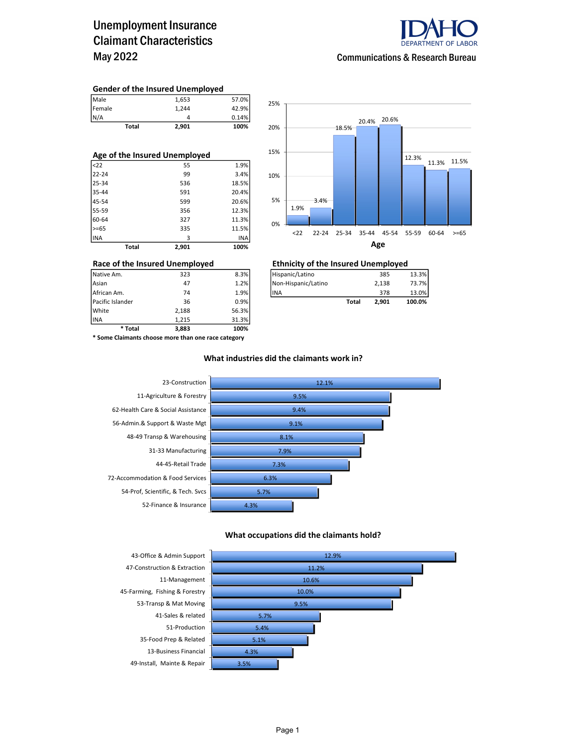# Unemployment Insurance Claimant Characteristics May 2022

IDAHO DEPARTMENT OF LABOR

Communications & Research Bureau

### Gender of the Insured Unemployed

| | | |
|---|---|---|
| Male | 1,653 | 57.0% |
| Female | 1,244 | 42.9% |
| N/A | 4 | 0.14% |
| **Total** | **2,901** | **100%** |

### Age of the Insured Unemployed

| | | |
|---|---|---|
| <22 | 55 | 1.9% |
| 22-24 | 99 | 3.4% |
| 25-34 | 536 | 18.5% |
| 35-44 | 591 | 20.4% |
| 45-54 | 599 | 20.6% |
| 55-59 | 356 | 12.3% |
| 60-64 | 327 | 11.3% |
| >=65 | 335 | 11.5% |
| INA | 3 | INA |
| **Total** | **2,901** | **100%** |

| Age | <22 | 22-24 | 25-34 | 35-44 | 45-54 | 55-59 | 60-64 | >=65 |
|---|---|---|---|---|---|---|---|---|
| % | 1.9% | 3.4% | 18.5% | 20.4% | 20.6% | 12.3% | 11.3% | 11.5% |

### Race of the Insured Unemployed

| | | |
|---|---|---|
| Native Am. | 323 | 8.3% |
| Asian | 47 | 1.2% |
| African Am. | 74 | 1.9% |
| Pacific Islander | 36 | 0.9% |
| White | 2,188 | 56.3% |
| INA | 1,215 | 31.3% |
| **\* Total** | **3,883** | **100%** |

**\* Some Claimants choose more than one race category**

### Ethnicity of the Insured Unemployed

| | | |
|---|---|---|
| Hispanic/Latino | 385 | 13.3% |
| Non-Hispanic/Latino | 2,138 | 73.7% |
| INA | 378 | 13.0% |
| **Total** | **2,901** | **100.0%** |

### What industries did the claimants work in?

| Industry | % |
|---|---|
| 23-Construction | 12.1% |
| 11-Agriculture & Forestry | 9.5% |
| 62-Health Care & Social Assistance | 9.4% |
| 56-Admin.& Support & Waste Mgt | 9.1% |
| 48-49 Transp & Warehousing | 8.1% |
| 31-33 Manufacturing | 7.9% |
| 44-45-Retail Trade | 7.3% |
| 72-Accommodation & Food Services | 6.3% |
| 54-Prof, Scientific, & Tech. Svcs | 5.7% |
| 52-Finance & Insurance | 4.3% |

### What occupations did the claimants hold?

| Occupation | % |
|---|---|
| 43-Office & Admin Support | 12.9% |
| 47-Construction & Extraction | 11.2% |
| 11-Management | 10.6% |
| 45-Farming, Fishing & Forestry | 10.0% |
| 53-Transp & Mat Moving | 9.5% |
| 41-Sales & related | 5.7% |
| 51-Production | 5.4% |
| 35-Food Prep & Related | 5.1% |
| 13-Business Financial | 4.3% |
| 49-Install, Mainte & Repair | 3.5% |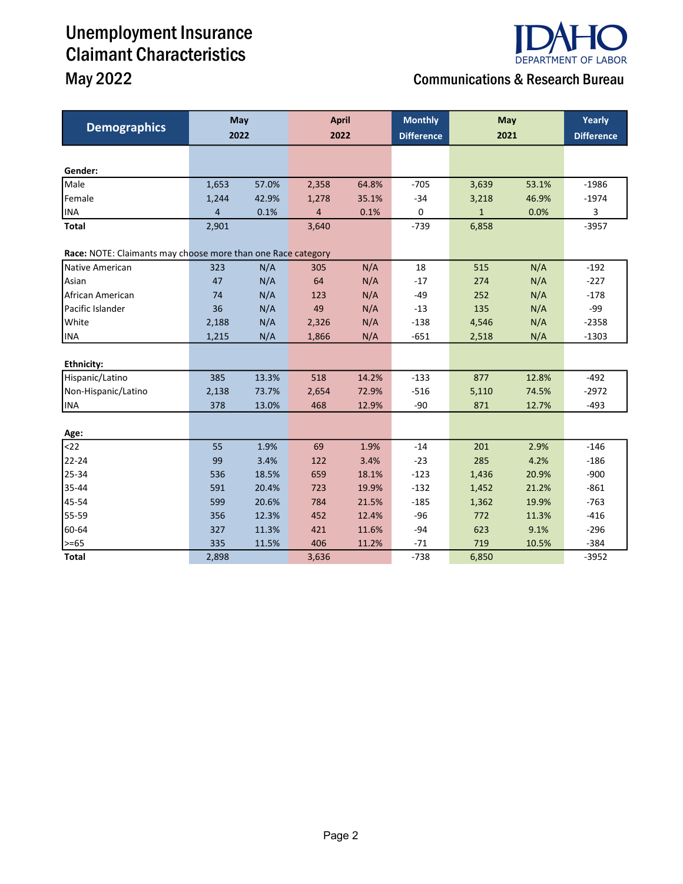# Unemployment Insurance Claimant Characteristics

## May 2022

IDAHO DEPARTMENT OF LABOR

Communications & Research Bureau

| Demographics | May 2022 | | April 2022 | | Monthly Difference | May 2021 | | Yearly Difference |
|---|---|---|---|---|---|---|---|---|
| **Gender:** | | | | | | | | |
| Male | 1,653 | 57.0% | 2,358 | 64.8% | -705 | 3,639 | 53.1% | -1986 |
| Female | 1,244 | 42.9% | 1,278 | 35.1% | -34 | 3,218 | 46.9% | -1974 |
| INA | 4 | 0.1% | 4 | 0.1% | 0 | 1 | 0.0% | 3 |
| **Total** | 2,901 | | 3,640 | | -739 | 6,858 | | -3957 |
| **Race:** NOTE: Claimants may choose more than one Race category | | | | | | | | |
| Native American | 323 | N/A | 305 | N/A | 18 | 515 | N/A | -192 |
| Asian | 47 | N/A | 64 | N/A | -17 | 274 | N/A | -227 |
| African American | 74 | N/A | 123 | N/A | -49 | 252 | N/A | -178 |
| Pacific Islander | 36 | N/A | 49 | N/A | -13 | 135 | N/A | -99 |
| White | 2,188 | N/A | 2,326 | N/A | -138 | 4,546 | N/A | -2358 |
| INA | 1,215 | N/A | 1,866 | N/A | -651 | 2,518 | N/A | -1303 |
| **Ethnicity:** | | | | | | | | |
| Hispanic/Latino | 385 | 13.3% | 518 | 14.2% | -133 | 877 | 12.8% | -492 |
| Non-Hispanic/Latino | 2,138 | 73.7% | 2,654 | 72.9% | -516 | 5,110 | 74.5% | -2972 |
| INA | 378 | 13.0% | 468 | 12.9% | -90 | 871 | 12.7% | -493 |
| **Age:** | | | | | | | | |
| <22 | 55 | 1.9% | 69 | 1.9% | -14 | 201 | 2.9% | -146 |
| 22-24 | 99 | 3.4% | 122 | 3.4% | -23 | 285 | 4.2% | -186 |
| 25-34 | 536 | 18.5% | 659 | 18.1% | -123 | 1,436 | 20.9% | -900 |
| 35-44 | 591 | 20.4% | 723 | 19.9% | -132 | 1,452 | 21.2% | -861 |
| 45-54 | 599 | 20.6% | 784 | 21.5% | -185 | 1,362 | 19.9% | -763 |
| 55-59 | 356 | 12.3% | 452 | 12.4% | -96 | 772 | 11.3% | -416 |
| 60-64 | 327 | 11.3% | 421 | 11.6% | -94 | 623 | 9.1% | -296 |
| >=65 | 335 | 11.5% | 406 | 11.2% | -71 | 719 | 10.5% | -384 |
| **Total** | 2,898 | | 3,636 | | -738 | 6,850 | | -3952 |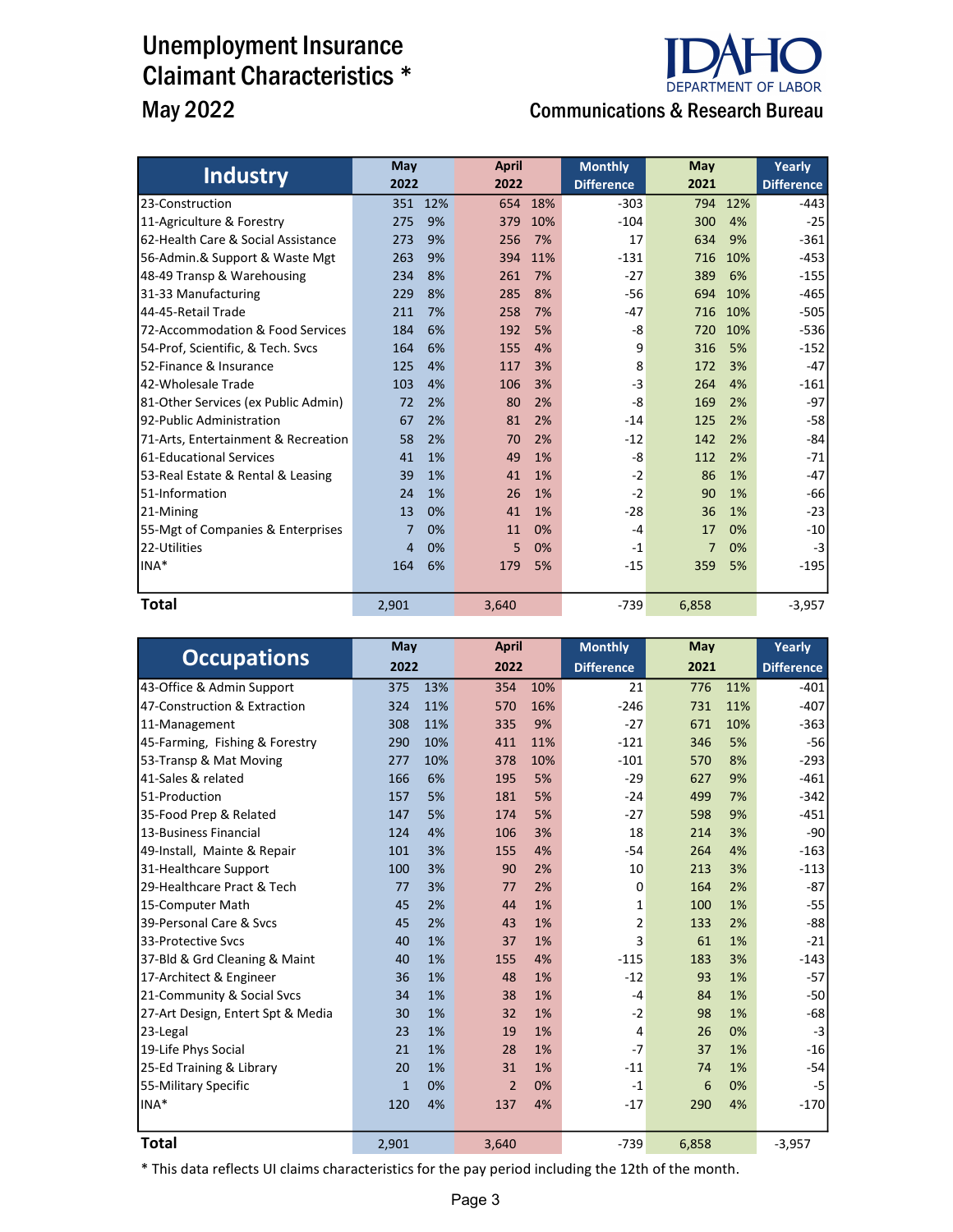# Unemployment Insurance Claimant Characteristics *

## May 2022

IDAHO DEPARTMENT OF LABOR

Communications & Research Bureau

| Industry | May 2022 | | April 2022 | | Monthly Difference | May 2021 | | Yearly Difference |
|---|---|---|---|---|---|---|---|---|
| 23-Construction | 351 | 12% | 654 | 18% | -303 | 794 | 12% | -443 |
| 11-Agriculture & Forestry | 275 | 9% | 379 | 10% | -104 | 300 | 4% | -25 |
| 62-Health Care & Social Assistance | 273 | 9% | 256 | 7% | 17 | 634 | 9% | -361 |
| 56-Admin.& Support & Waste Mgt | 263 | 9% | 394 | 11% | -131 | 716 | 10% | -453 |
| 48-49 Transp & Warehousing | 234 | 8% | 261 | 7% | -27 | 389 | 6% | -155 |
| 31-33 Manufacturing | 229 | 8% | 285 | 8% | -56 | 694 | 10% | -465 |
| 44-45-Retail Trade | 211 | 7% | 258 | 7% | -47 | 716 | 10% | -505 |
| 72-Accommodation & Food Services | 184 | 6% | 192 | 5% | -8 | 720 | 10% | -536 |
| 54-Prof, Scientific, & Tech. Svcs | 164 | 6% | 155 | 4% | 9 | 316 | 5% | -152 |
| 52-Finance & Insurance | 125 | 4% | 117 | 3% | 8 | 172 | 3% | -47 |
| 42-Wholesale Trade | 103 | 4% | 106 | 3% | -3 | 264 | 4% | -161 |
| 81-Other Services (ex Public Admin) | 72 | 2% | 80 | 2% | -8 | 169 | 2% | -97 |
| 92-Public Administration | 67 | 2% | 81 | 2% | -14 | 125 | 2% | -58 |
| 71-Arts, Entertainment & Recreation | 58 | 2% | 70 | 2% | -12 | 142 | 2% | -84 |
| 61-Educational Services | 41 | 1% | 49 | 1% | -8 | 112 | 2% | -71 |
| 53-Real Estate & Rental & Leasing | 39 | 1% | 41 | 1% | -2 | 86 | 1% | -47 |
| 51-Information | 24 | 1% | 26 | 1% | -2 | 90 | 1% | -66 |
| 21-Mining | 13 | 0% | 41 | 1% | -28 | 36 | 1% | -23 |
| 55-Mgt of Companies & Enterprises | 7 | 0% | 11 | 0% | -4 | 17 | 0% | -10 |
| 22-Utilities | 4 | 0% | 5 | 0% | -1 | 7 | 0% | -3 |
| INA* | 164 | 6% | 179 | 5% | -15 | 359 | 5% | -195 |
| **Total** | 2,901 | | 3,640 | | -739 | 6,858 | | -3,957 |

| Occupations | May 2022 | | April 2022 | | Monthly Difference | May 2021 | | Yearly Difference |
|---|---|---|---|---|---|---|---|---|
| 43-Office & Admin Support | 375 | 13% | 354 | 10% | 21 | 776 | 11% | -401 |
| 47-Construction & Extraction | 324 | 11% | 570 | 16% | -246 | 731 | 11% | -407 |
| 11-Management | 308 | 11% | 335 | 9% | -27 | 671 | 10% | -363 |
| 45-Farming, Fishing & Forestry | 290 | 10% | 411 | 11% | -121 | 346 | 5% | -56 |
| 53-Transp & Mat Moving | 277 | 10% | 378 | 10% | -101 | 570 | 8% | -293 |
| 41-Sales & related | 166 | 6% | 195 | 5% | -29 | 627 | 9% | -461 |
| 51-Production | 157 | 5% | 181 | 5% | -24 | 499 | 7% | -342 |
| 35-Food Prep & Related | 147 | 5% | 174 | 5% | -27 | 598 | 9% | -451 |
| 13-Business Financial | 124 | 4% | 106 | 3% | 18 | 214 | 3% | -90 |
| 49-Install, Mainte & Repair | 101 | 3% | 155 | 4% | -54 | 264 | 4% | -163 |
| 31-Healthcare Support | 100 | 3% | 90 | 2% | 10 | 213 | 3% | -113 |
| 29-Healthcare Pract & Tech | 77 | 3% | 77 | 2% | 0 | 164 | 2% | -87 |
| 15-Computer Math | 45 | 2% | 44 | 1% | 1 | 100 | 1% | -55 |
| 39-Personal Care & Svcs | 45 | 2% | 43 | 1% | 2 | 133 | 2% | -88 |
| 33-Protective Svcs | 40 | 1% | 37 | 1% | 3 | 61 | 1% | -21 |
| 37-Bld & Grd Cleaning & Maint | 40 | 1% | 155 | 4% | -115 | 183 | 3% | -143 |
| 17-Architect & Engineer | 36 | 1% | 48 | 1% | -12 | 93 | 1% | -57 |
| 21-Community & Social Svcs | 34 | 1% | 38 | 1% | -4 | 84 | 1% | -50 |
| 27-Art Design, Entert Spt & Media | 30 | 1% | 32 | 1% | -2 | 98 | 1% | -68 |
| 23-Legal | 23 | 1% | 19 | 1% | 4 | 26 | 0% | -3 |
| 19-Life Phys Social | 21 | 1% | 28 | 1% | -7 | 37 | 1% | -16 |
| 25-Ed Training & Library | 20 | 1% | 31 | 1% | -11 | 74 | 1% | -54 |
| 55-Military Specific | 1 | 0% | 2 | 0% | -1 | 6 | 0% | -5 |
| INA* | 120 | 4% | 137 | 4% | -17 | 290 | 4% | -170 |
| **Total** | 2,901 | | 3,640 | | -739 | 6,858 | | -3,957 |

* This data reflects UI claims characteristics for the pay period including the 12th of the month.